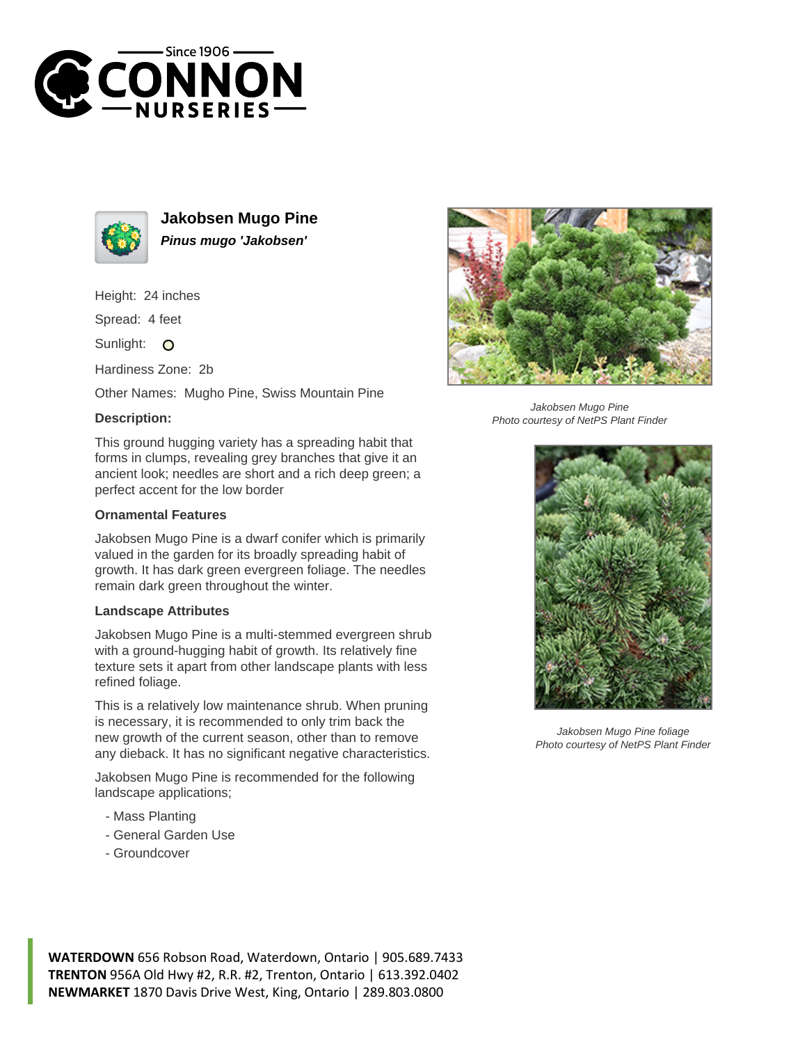# Jakobsen Mugo Pine

***Pinus mugo* 'Jakobsen'**

Height: 24 inches

Spread: 4 feet

Sunlight: O

Hardiness Zone: 2b

Other Names: Mugho Pine, Swiss Mountain Pine

### Description:

This ground hugging variety has a spreading habit that forms in clumps, revealing grey branches that give it an ancient look; needles are short and a rich deep green; a perfect accent for the low border

### Ornamental Features

Jakobsen Mugo Pine is a dwarf conifer which is primarily valued in the garden for its broadly spreading habit of growth. It has dark green evergreen foliage. The needles remain dark green throughout the winter.

### Landscape Attributes

Jakobsen Mugo Pine is a multi-stemmed evergreen shrub with a ground-hugging habit of growth. Its relatively fine texture sets it apart from other landscape plants with less refined foliage.

This is a relatively low maintenance shrub. When pruning is necessary, it is recommended to only trim back the new growth of the current season, other than to remove any dieback. It has no significant negative characteristics.

Jakobsen Mugo Pine is recommended for the following landscape applications;

- Mass Planting
- General Garden Use
- Groundcover

*Jakobsen Mugo Pine*
*Photo courtesy of NetPS Plant Finder*

*Jakobsen Mugo Pine foliage*
*Photo courtesy of NetPS Plant Finder*

**WATERDOWN** 656 Robson Road, Waterdown, Ontario | 905.689.7433
**TRENTON** 956A Old Hwy #2, R.R. #2, Trenton, Ontario | 613.392.0402
**NEWMARKET** 1870 Davis Drive West, King, Ontario | 289.803.0800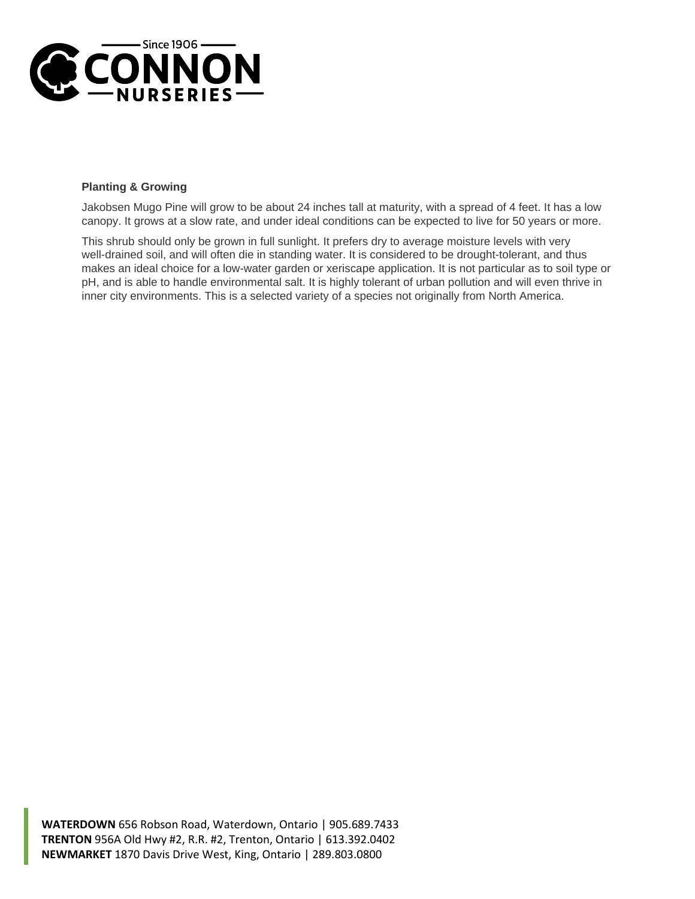**Planting & Growing**

Jakobsen Mugo Pine will grow to be about 24 inches tall at maturity, with a spread of 4 feet. It has a low canopy. It grows at a slow rate, and under ideal conditions can be expected to live for 50 years or more.

This shrub should only be grown in full sunlight. It prefers dry to average moisture levels with very well-drained soil, and will often die in standing water. It is considered to be drought-tolerant, and thus makes an ideal choice for a low-water garden or xeriscape application. It is not particular as to soil type or pH, and is able to handle environmental salt. It is highly tolerant of urban pollution and will even thrive in inner city environments. This is a selected variety of a species not originally from North America.